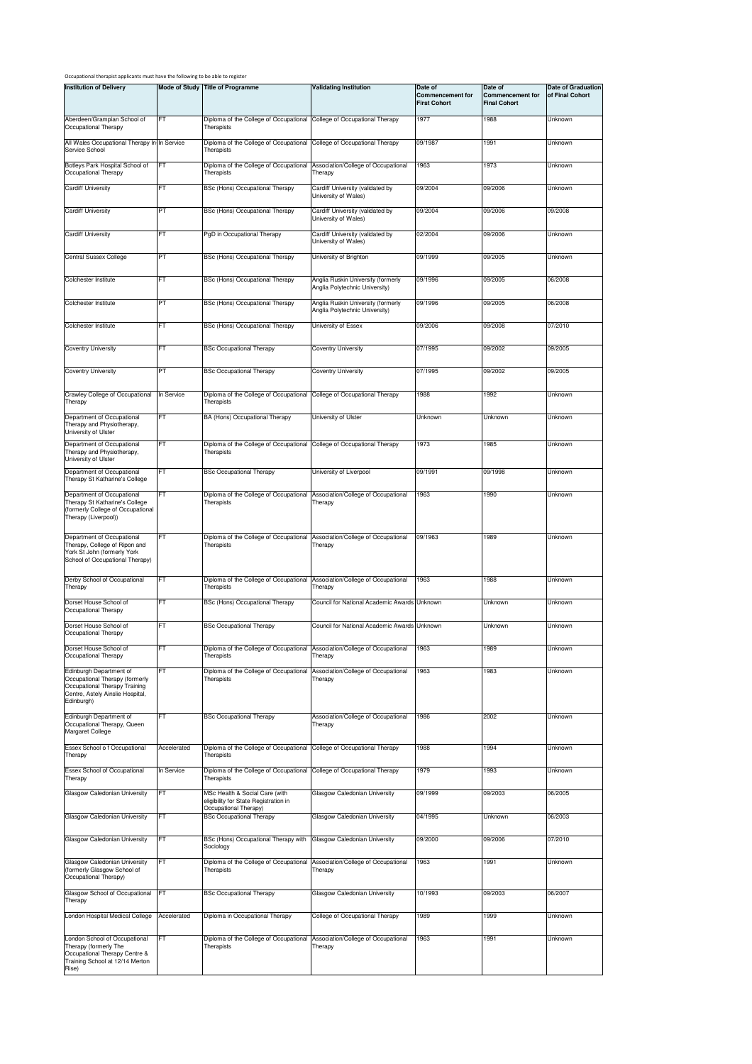Occupational therapist applicants must have the following to be able to register

| Institution of Delivery | Mode of Study | Title of Programme | Validating Institution | Date of Commencement for First Cohort | Date of Commencement for Final Cohort | Date of Graduation of Final Cohort |
|---|---|---|---|---|---|---|
| Aberdeen/Grampian School of Occupational Therapy | FT | Diploma of the College of Occupational Therapists | College of Occupational Therapy | 1977 | 1988 | Unknown |
| All Wales Occupational Therapy In-Service School | In Service | Diploma of the College of Occupational Therapists | College of Occupational Therapy | 09/1987 | 1991 | Unknown |
| Botleys Park Hospital School of Occupational Therapy | FT | Diploma of the College of Occupational Therapists | Association/College of Occupational Therapy | 1963 | 1973 | Unknown |
| Cardiff University | FT | BSc (Hons) Occupational Therapy | Cardiff University (validated by University of Wales) | 09/2004 | 09/2006 | Unknown |
| Cardiff University | PT | BSc (Hons) Occupational Therapy | Cardiff University (validated by University of Wales) | 09/2004 | 09/2006 | 09/2008 |
| Cardiff University | FT | PgD in Occupational Therapy | Cardiff University (validated by University of Wales) | 02/2004 | 09/2006 | Unknown |
| Central Sussex College | PT | BSc (Hons) Occupational Therapy | University of Brighton | 09/1999 | 09/2005 | Unknown |
| Colchester Institute | FT | BSc (Hons) Occupational Therapy | Anglia Ruskin University (formerly Anglia Polytechnic University) | 09/1996 | 09/2005 | 06/2008 |
| Colchester Institute | PT | BSc (Hons) Occupational Therapy | Anglia Ruskin University (formerly Anglia Polytechnic University) | 09/1996 | 09/2005 | 06/2008 |
| Colchester Institute | FT | BSc (Hons) Occupational Therapy | University of Essex | 09/2006 | 09/2008 | 07/2010 |
| Coventry University | FT | BSc Occupational Therapy | Coventry University | 07/1995 | 09/2002 | 09/2005 |
| Coventry University | PT | BSc Occupational Therapy | Coventry University | 07/1995 | 09/2002 | 09/2005 |
| Crawley College of Occupational Therapy | In Service | Diploma of the College of Occupational Therapists | College of Occupational Therapy | 1988 | 1992 | Unknown |
| Department of Occupational Therapy and Physiotherapy, University of Ulster | FT | BA (Hons) Occupational Therapy | University of Ulster | Unknown | Unknown | Unknown |
| Department of Occupational Therapy and Physiotherapy, University of Ulster | FT | Diploma of the College of Occupational Therapists | College of Occupational Therapy | 1973 | 1985 | Unknown |
| Department of Occupational Therapy St Katharine's College | FT | BSc Occupational Therapy | University of Liverpool | 09/1991 | 09/1998 | Unknown |
| Department of Occupational Therapy St Katharine's College (formerly College of Occupational Therapy (Liverpool)) | FT | Diploma of the College of Occupational Therapists | Association/College of Occupational Therapy | 1963 | 1990 | Unknown |
| Department of Occupational Therapy, College of Ripon and York St John (formerly York School of Occupational Therapy) | FT | Diploma of the College of Occupational Therapists | Association/College of Occupational Therapy | 09/1963 | 1989 | Unknown |
| Derby School of Occupational Therapy | FT | Diploma of the College of Occupational Therapists | Association/College of Occupational Therapy | 1963 | 1988 | Unknown |
| Dorset House School of Occupational Therapy | FT | BSc (Hons) Occupational Therapy | Council for National Academic Awards | Unknown | Unknown | Unknown |
| Dorset House School of Occupational Therapy | FT | BSc Occupational Therapy | Council for National Academic Awards | Unknown | Unknown | Unknown |
| Dorset House School of Occupational Therapy | FT | Diploma of the College of Occupational Therapists | Association/College of Occupational Therapy | 1963 | 1989 | Unknown |
| Edinburgh Department of Occupational Therapy (formerly Occupational Therapy Training Centre, Astely Ainslie Hospital, Edinburgh) | FT | Diploma of the College of Occupational Therapists | Association/College of Occupational Therapy | 1963 | 1983 | Unknown |
| Edinburgh Department of Occupational Therapy, Queen Margaret College | FT | BSc Occupational Therapy | Association/College of Occupational Therapy | 1986 | 2002 | Unknown |
| Essex School o f Occupational Therapy | Accelerated | Diploma of the College of Occupational Therapists | College of Occupational Therapy | 1988 | 1994 | Unknown |
| Essex School of Occupational Therapy | In Service | Diploma of the College of Occupational Therapists | College of Occupational Therapy | 1979 | 1993 | Unknown |
| Glasgow Caledonian University | FT | MSc Health & Social Care (with eligibility for State Registration in Occupational Therapy) | Glasgow Caledonian University | 09/1999 | 09/2003 | 06/2005 |
| Glasgow Caledonian University | FT | BSc Occupational Therapy | Glasgow Caledonian University | 04/1995 | Unknown | 06/2003 |
| Glasgow Caledonian University | FT | BSc (Hons) Occupational Therapy with Sociology | Glasgow Caledonian University | 09/2000 | 09/2006 | 07/2010 |
| Glasgow Caledonian University (formerly Glasgow School of Occupational Therapy) | FT | Diploma of the College of Occupational Therapists | Association/College of Occupational Therapy | 1963 | 1991 | Unknown |
| Glasgow School of Occupational Therapy | FT | BSc Occupational Therapy | Glasgow Caledonian University | 10/1993 | 09/2003 | 06/2007 |
| London Hospital Medical College | Accelerated | Diploma in Occupational Therapy | College of Occupational Therapy | 1989 | 1999 | Unknown |
| London School of Occupational Therapy (formerly The Occupational Therapy Centre & Training School at 12/14 Merton Rise) | FT | Diploma of the College of Occupational Therapists | Association/College of Occupational Therapy | 1963 | 1991 | Unknown |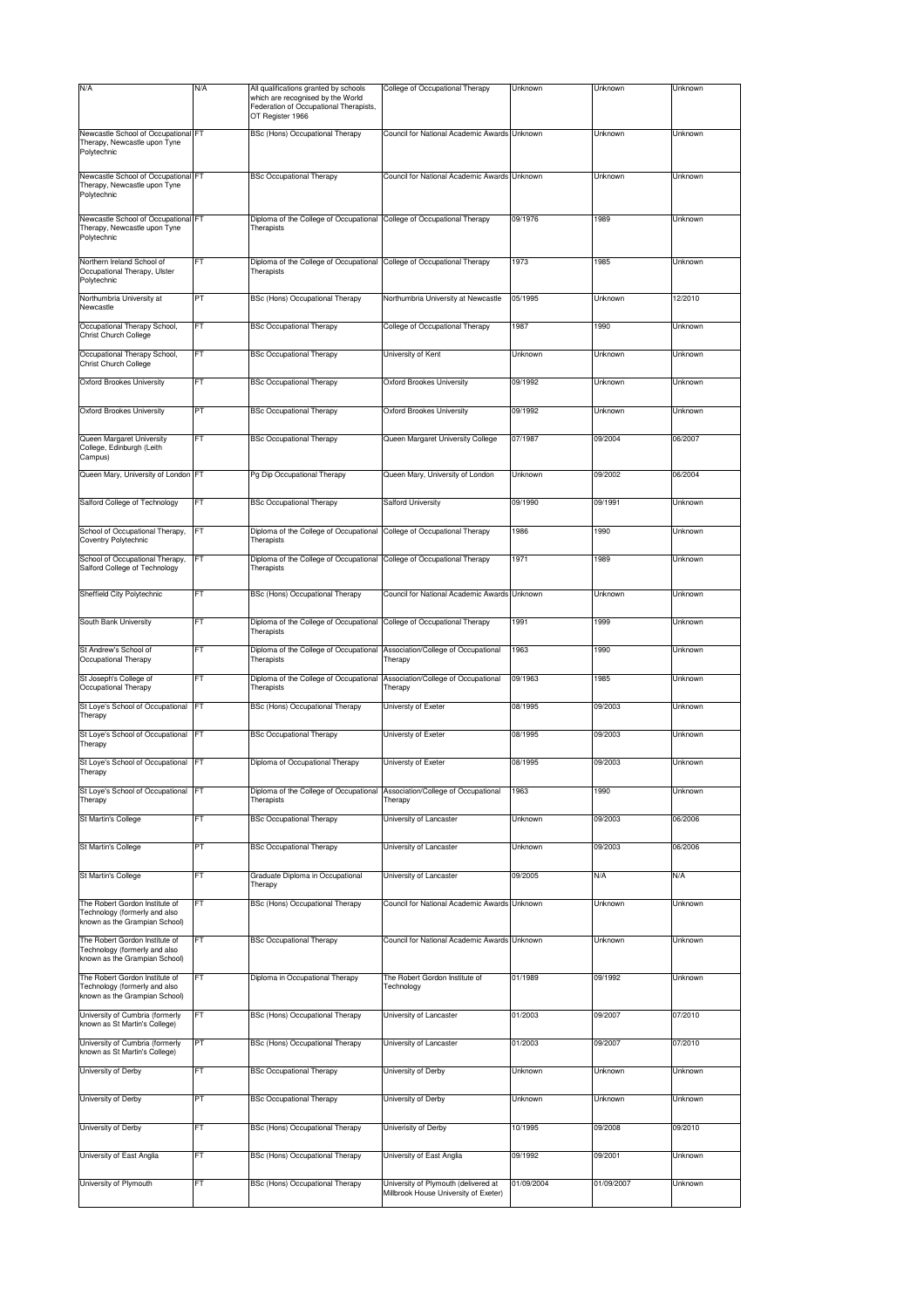| N/A | N/A | All qualifications granted by schools which are recognised by the World Federation of Occupational Therapists, OT Register 1966 | College of Occupational Therapy | Unknown | Unknown | Unknown |
|---|---|---|---|---|---|---|
| Newcastle School of Occupational Therapy, Newcastle upon Tyne Polytechnic | FT | BSc (Hons) Occupational Therapy | Council for National Academic Awards | Unknown | Unknown | Unknown |
| Newcastle School of Occupational Therapy, Newcastle upon Tyne Polytechnic | FT | BSc Occupational Therapy | Council for National Academic Awards | Unknown | Unknown | Unknown |
| Newcastle School of Occupational Therapy, Newcastle upon Tyne Polytechnic | FT | Diploma of the College of Occupational Therapists | College of Occupational Therapy | 09/1976 | 1989 | Unknown |
| Northern Ireland School of Occupational Therapy, Ulster Polytechnic | FT | Diploma of the College of Occupational Therapists | College of Occupational Therapy | 1973 | 1985 | Unknown |
| Northumbria University at Newcastle | PT | BSc (Hons) Occupational Therapy | Northumbria University at Newcastle | 05/1995 | Unknown | 12/2010 |
| Occupational Therapy School, Christ Church College | FT | BSc Occupational Therapy | College of Occupational Therapy | 1987 | 1990 | Unknown |
| Occupational Therapy School, Christ Church College | FT | BSc Occupational Therapy | University of Kent | Unknown | Unknown | Unknown |
| Oxford Brookes University | FT | BSc Occupational Therapy | Oxford Brookes University | 09/1992 | Unknown | Unknown |
| Oxford Brookes University | PT | BSc Occupational Therapy | Oxford Brookes University | 09/1992 | Unknown | Unknown |
| Queen Margaret University College, Edinburgh (Leith Campus) | FT | BSc Occupational Therapy | Queen Margaret University College | 07/1987 | 09/2004 | 06/2007 |
| Queen Mary, University of London | FT | Pg Dip Occupational Therapy | Queen Mary, University of London | Unknown | 09/2002 | 06/2004 |
| Salford College of Technology | FT | BSc Occupational Therapy | Salford University | 09/1990 | 09/1991 | Unknown |
| School of Occupational Therapy, Coventry Polytechnic | FT | Diploma of the College of Occupational Therapists | College of Occupational Therapy | 1986 | 1990 | Unknown |
| School of Occupational Therapy, Salford College of Technology | FT | Diploma of the College of Occupational Therapists | College of Occupational Therapy | 1971 | 1989 | Unknown |
| Sheffield City Polytechnic | FT | BSc (Hons) Occupational Therapy | Council for National Academic Awards | Unknown | Unknown | Unknown |
| South Bank University | FT | Diploma of the College of Occupational Therapists | College of Occupational Therapy | 1991 | 1999 | Unknown |
| St Andrew's School of Occupational Therapy | FT | Diploma of the College of Occupational Therapists | Association/College of Occupational Therapy | 1963 | 1990 | Unknown |
| St Joseph's College of Occupational Therapy | FT | Diploma of the College of Occupational Therapists | Association/College of Occupational Therapy | 09/1963 | 1985 | Unknown |
| St Loye's School of Occupational Therapy | FT | BSc (Hons) Occupational Therapy | Universty of Exeter | 08/1995 | 09/2003 | Unknown |
| St Loye's School of Occupational Therapy | FT | BSc Occupational Therapy | Universty of Exeter | 08/1995 | 09/2003 | Unknown |
| St Loye's School of Occupational Therapy | FT | Diploma of Occupational Therapy | Universty of Exeter | 08/1995 | 09/2003 | Unknown |
| St Loye's School of Occupational Therapy | FT | Diploma of the College of Occupational Therapists | Association/College of Occupational Therapy | 1963 | 1990 | Unknown |
| St Martin's College | FT | BSc Occupational Therapy | University of Lancaster | Unknown | 09/2003 | 06/2006 |
| St Martin's College | PT | BSc Occupational Therapy | University of Lancaster | Unknown | 09/2003 | 06/2006 |
| St Martin's College | FT | Graduate Diploma in Occupational Therapy | University of Lancaster | 09/2005 | N/A | N/A |
| The Robert Gordon Institute of Technology (formerly and also known as the Grampian School) | FT | BSc (Hons) Occupational Therapy | Council for National Academic Awards | Unknown | Unknown | Unknown |
| The Robert Gordon Institute of Technology (formerly and also known as the Grampian School) | FT | BSc Occupational Therapy | Council for National Academic Awards | Unknown | Unknown | Unknown |
| The Robert Gordon Institute of Technology (formerly and also known as the Grampian School) | FT | Diploma in Occupational Therapy | The Robert Gordon Institute of Technology | 01/1989 | 09/1992 | Unknown |
| University of Cumbria (formerly known as St Martin's College) | FT | BSc (Hons) Occupational Therapy | University of Lancaster | 01/2003 | 09/2007 | 07/2010 |
| University of Cumbria (formerly known as St Martin's College) | PT | BSc (Hons) Occupational Therapy | University of Lancaster | 01/2003 | 09/2007 | 07/2010 |
| University of Derby | FT | BSc Occupational Therapy | University of Derby | Unknown | Unknown | Unknown |
| University of Derby | PT | BSc Occupational Therapy | University of Derby | Unknown | Unknown | Unknown |
| University of Derby | FT | BSc (Hons) Occupational Therapy | Univerisity of Derby | 10/1995 | 09/2008 | 09/2010 |
| University of East Anglia | FT | BSc (Hons) Occupational Therapy | University of East Anglia | 09/1992 | 09/2001 | Unknown |
| University of Plymouth | FT | BSc (Hons) Occupational Therapy | University of Plymouth (delivered at Millbrook House University of Exeter) | 01/09/2004 | 01/09/2007 | Unknown |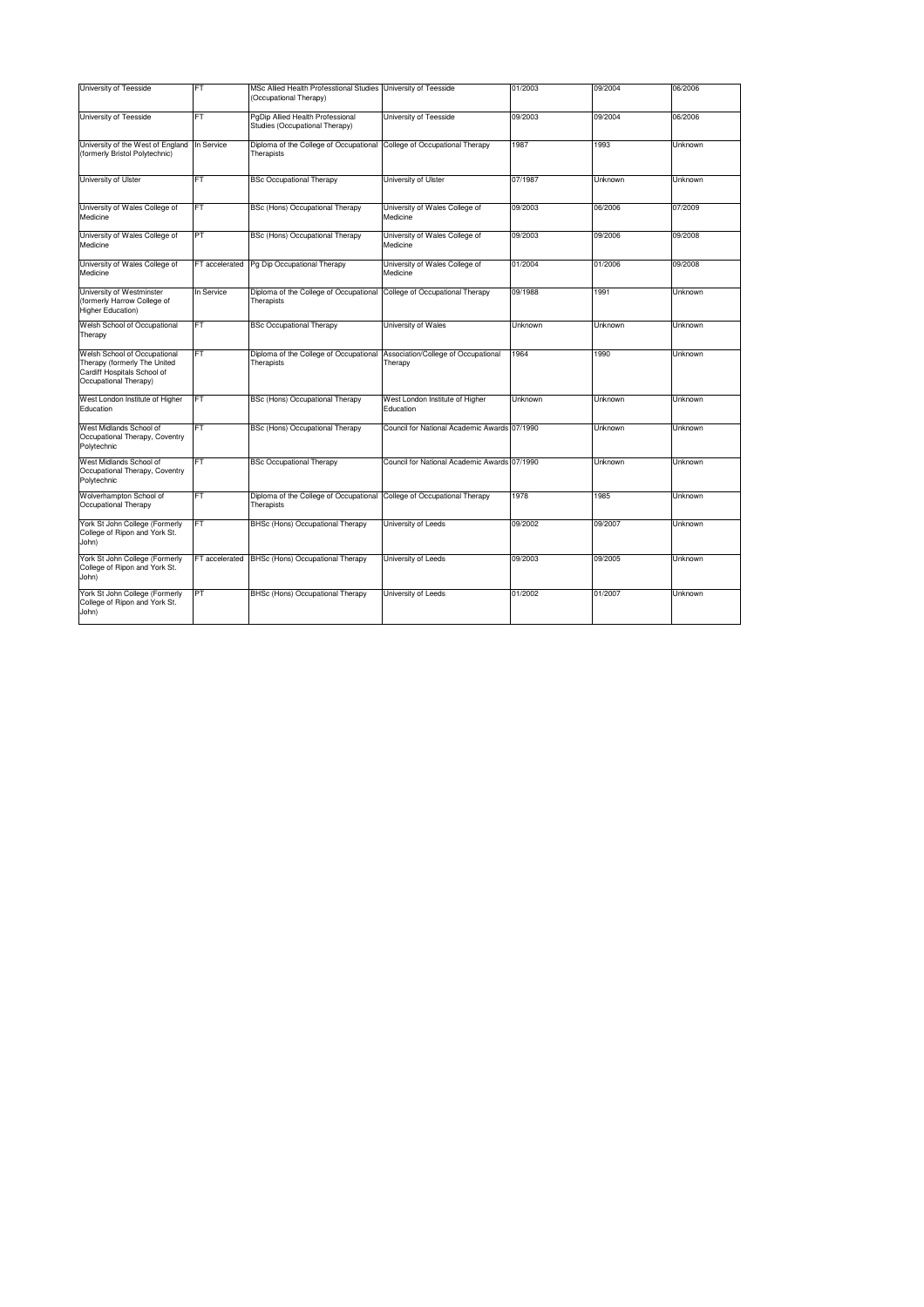| | | | | | | |
|---|---|---|---|---|---|---|
| University of Teesside | FT | MSc Allied Health Professtional Studies (Occupational Therapy) | University of Teesside | 01/2003 | 09/2004 | 06/2006 |
| University of Teesside | FT | PgDip Allied Health Professional Studies (Occupational Therapy) | University of Teesside | 09/2003 | 09/2004 | 06/2006 |
| University of the West of England (formerly Bristol Polytechnic) | In Service | Diploma of the College of Occupational Therapists | College of Occupational Therapy | 1987 | 1993 | Unknown |
| University of Ulster | FT | BSc Occupational Therapy | University of Ulster | 07/1987 | Unknown | Unknown |
| University of Wales College of Medicine | FT | BSc (Hons) Occupational Therapy | University of Wales College of Medicine | 09/2003 | 06/2006 | 07/2009 |
| University of Wales College of Medicine | PT | BSc (Hons) Occupational Therapy | University of Wales College of Medicine | 09/2003 | 09/2006 | 09/2008 |
| University of Wales College of Medicine | FT accelerated | Pg Dip Occupational Therapy | University of Wales College of Medicine | 01/2004 | 01/2006 | 09/2008 |
| University of Westminster (formerly Harrow College of Higher Education) | In Service | Diploma of the College of Occupational Therapists | College of Occupational Therapy | 09/1988 | 1991 | Unknown |
| Welsh School of Occupational Therapy | FT | BSc Occupational Therapy | University of Wales | Unknown | Unknown | Unknown |
| Welsh School of Occupational Therapy (formerly The United Cardiff Hospitals School of Occupational Therapy) | FT | Diploma of the College of Occupational Therapists | Association/College of Occupational Therapy | 1964 | 1990 | Unknown |
| West London Institute of Higher Education | FT | BSc (Hons) Occupational Therapy | West London Institute of Higher Education | Unknown | Unknown | Unknown |
| West Midlands School of Occupational Therapy, Coventry Polytechnic | FT | BSc (Hons) Occupational Therapy | Council for National Academic Awards | 07/1990 | Unknown | Unknown |
| West Midlands School of Occupational Therapy, Coventry Polytechnic | FT | BSc Occupational Therapy | Council for National Academic Awards | 07/1990 | Unknown | Unknown |
| Wolverhampton School of Occupational Therapy | FT | Diploma of the College of Occupational Therapists | College of Occupational Therapy | 1978 | 1985 | Unknown |
| York St John College (Formerly College of Ripon and York St. John) | FT | BHSc (Hons) Occupational Therapy | University of Leeds | 09/2002 | 09/2007 | Unknown |
| York St John College (Formerly College of Ripon and York St. John) | FT accelerated | BHSc (Hons) Occupational Therapy | University of Leeds | 09/2003 | 09/2005 | Unknown |
| York St John College (Formerly College of Ripon and York St. John) | PT | BHSc (Hons) Occupational Therapy | University of Leeds | 01/2002 | 01/2007 | Unknown |